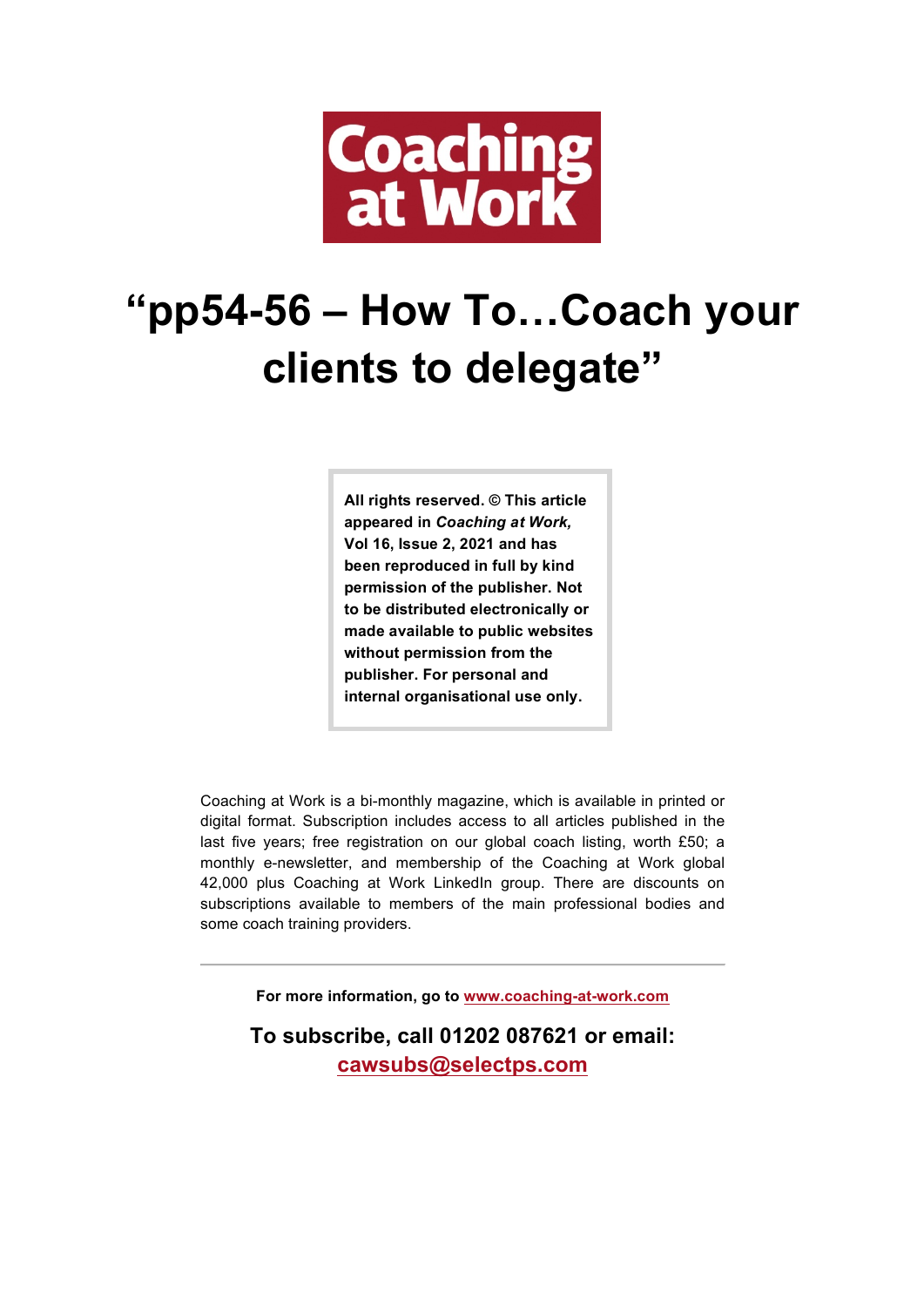# Coaching at Work

# "pp54-56 – How To…Coach your clients to delegate"

**All rights reserved. © This article appeared in *Coaching at Work,* Vol 16, Issue 2, 2021 and has been reproduced in full by kind permission of the publisher. Not to be distributed electronically or made available to public websites without permission from the publisher. For personal and internal organisational use only.**

Coaching at Work is a bi-monthly magazine, which is available in printed or digital format. Subscription includes access to all articles published in the last five years; free registration on our global coach listing, worth £50; a monthly e-newsletter, and membership of the Coaching at Work global 42,000 plus Coaching at Work LinkedIn group. There are discounts on subscriptions available to members of the main professional bodies and some coach training providers.

---

**For more information, go to www.coaching-at-work.com**

**To subscribe, call 01202 087621 or email: cawsubs@selectps.com**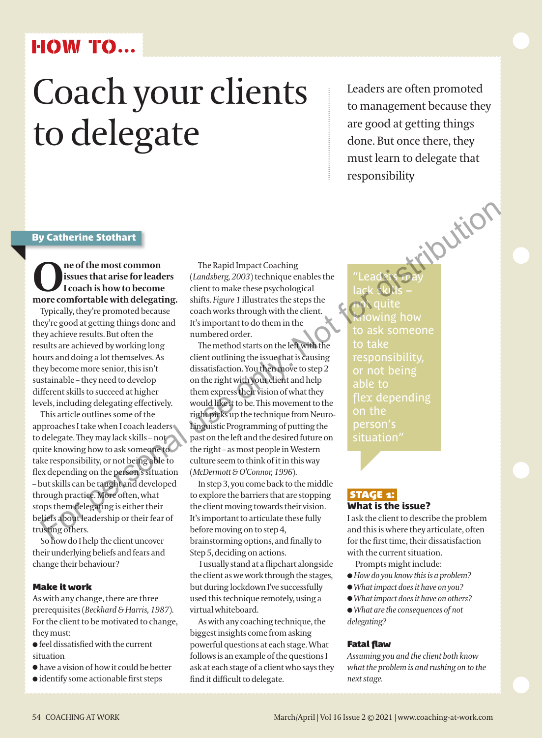# HOW TO...

# Coach your clients to delegate

Leaders are often promoted to management because they are good at getting things done. But once there, they must learn to delegate that responsibility

**By Catherine Stothart**

**One of the most common issues that arise for leaders I coach is how to become more comfortable with delegating.**

Typically, they're promoted because they're good at getting things done and they achieve results. But often the results are achieved by working long hours and doing a lot themselves. As they become more senior, this isn't sustainable – they need to develop different skills to succeed at higher levels, including delegating effectively.

This article outlines some of the approaches I take when I coach leaders to delegate. They may lack skills – not quite knowing how to ask someone to take responsibility, or not being able to flex depending on the person's situation – but skills can be taught and developed through practice. More often, what stops them delegating is either their beliefs about leadership or their fear of trusting others.

So how do I help the client uncover their underlying beliefs and fears and change their behaviour?

### Make it work

As with any change, there are three prerequisites (*Beckhard & Harris, 1987*). For the client to be motivated to change, they must:

- feel dissatisfied with the current situation
- have a vision of how it could be better
- identify some actionable first steps

The Rapid Impact Coaching (*Landsberg, 2003*) technique enables the client to make these psychological shifts. *Figure 1* illustrates the steps the coach works through with the client. It's important to do them in the numbered order.

The method starts on the left with the client outlining the issue that is causing dissatisfaction. You then move to step 2 on the right with your client and help them express their vision of what they would like it to be. This movement to the right picks up the technique from Neuro-Linguistic Programming of putting the past on the left and the desired future on the right – as most people in Western culture seem to think of it in this way (*McDermott & O'Connor, 1996*).

In step 3, you come back to the middle to explore the barriers that are stopping the client moving towards their vision. It's important to articulate these fully before moving on to step 4, brainstorming options, and finally to Step 5, deciding on actions.

I usually stand at a flipchart alongside the client as we work through the stages, but during lockdown I've successfully used this technique remotely, using a virtual whiteboard.

As with any coaching technique, the biggest insights come from asking powerful questions at each stage. What follows is an example of the questions I ask at each stage of a client who says they find it difficult to delegate.

> "Leaders may lack skills – not quite knowing how to ask someone to take responsibility, or not being able to flex depending on the person's situation"

### STAGE 1: What is the issue?

I ask the client to describe the problem and this is where they articulate, often for the first time, their dissatisfaction with the current situation.

Prompts might include:

- *How do you know this is a problem?*
- *What impact does it have on you?*
- *What impact does it have on others?*
- *What are the consequences of not delegating?*

#### Fatal flaw

*Assuming you and the client both know what the problem is and rushing on to the next stage.*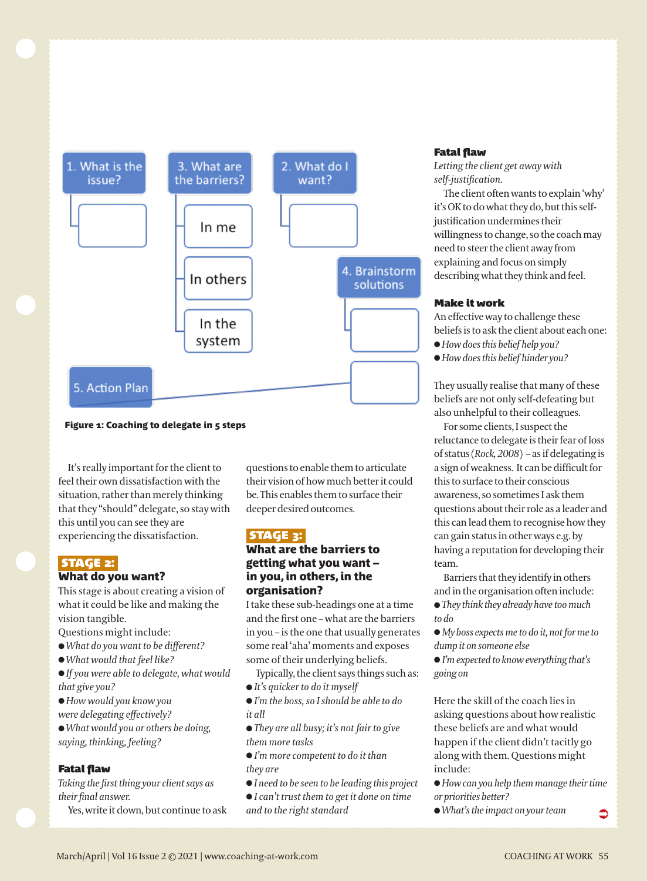1. What is the issue?

3. What are the barriers?

In me

In others

In the system

2. What do I want?

4. Brainstorm solutions

5. Action Plan

**Figure 1: Coaching to delegate in 5 steps**

It's really important for the client to feel their own dissatisfaction with the situation, rather than merely thinking that they "should" delegate, so stay with this until you can see they are experiencing the dissatisfaction.

## STAGE 2:
## What do you want?

This stage is about creating a vision of what it could be like and making the vision tangible.

Questions might include:

- *What do you want to be different?*
- *What would that feel like?*
- *If you were able to delegate, what would that give you?*
- *How would you know you were delegating effectively?*
- *What would you or others be doing, saying, thinking, feeling?*

### Fatal flaw

*Taking the first thing your client says as their final answer.*

Yes, write it down, but continue to ask questions to enable them to articulate their vision of how much better it could be. This enables them to surface their deeper desired outcomes.

## STAGE 3:
## What are the barriers to getting what you want – in you, in others, in the organisation?

I take these sub-headings one at a time and the first one – what are the barriers in you – is the one that usually generates some real 'aha' moments and exposes some of their underlying beliefs.

Typically, the client says things such as:

- *It's quicker to do it myself*
- *I'm the boss, so I should be able to do it all*
- *They are all busy; it's not fair to give them more tasks*
- *I'm more competent to do it than they are*
- *I need to be seen to be leading this project*
- *I can't trust them to get it done on time and to the right standard*

### Fatal flaw

*Letting the client get away with self-justification.*

The client often wants to explain 'why' it's OK to do what they do, but this self-justification undermines their willingness to change, so the coach may need to steer the client away from explaining and focus on simply describing what they think and feel.

### Make it work

An effective way to challenge these beliefs is to ask the client about each one:

- *How does this belief help you?*
- *How does this belief hinder you?*

They usually realise that many of these beliefs are not only self-defeating but also unhelpful to their colleagues.

For some clients, I suspect the reluctance to delegate is their fear of loss of status (*Rock, 2008*) – as if delegating is a sign of weakness. It can be difficult for this to surface to their conscious awareness, so sometimes I ask them questions about their role as a leader and this can lead them to recognise how they can gain status in other ways e.g. by having a reputation for developing their team.

Barriers that they identify in others and in the organisation often include:

- *They think they already have too much to do*
- *My boss expects me to do it, not for me to dump it on someone else*
- *I'm expected to know everything that's going on*

Here the skill of the coach lies in asking questions about how realistic these beliefs are and what would happen if the client didn't tacitly go along with them. Questions might include:

- *How can you help them manage their time or priorities better?*
- *What's the impact on your team*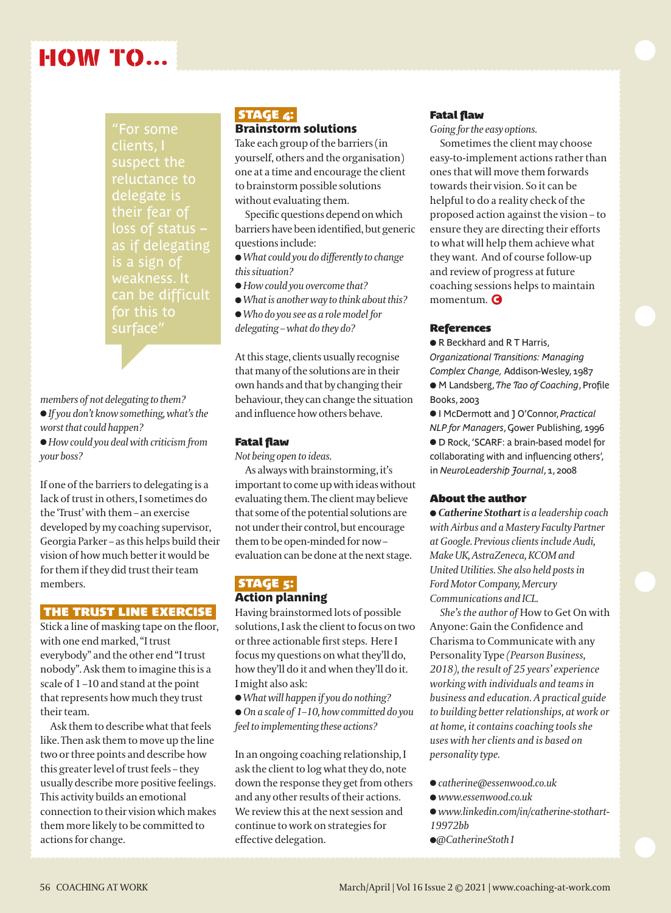## HOW TO...

> "For some clients, I suspect the reluctance to delegate is their fear of loss of status – as if delegating is a sign of weakness. It can be difficult for this to surface"

*members of not delegating to them?*

- *If you don't know something, what's the worst that could happen?*
- *How could you deal with criticism from your boss?*

If one of the barriers to delegating is a lack of trust in others, I sometimes do the 'Trust' with them – an exercise developed by my coaching supervisor, Georgia Parker – as this helps build their vision of how much better it would be for them if they did trust their team members.

### THE TRUST LINE EXERCISE

Stick a line of masking tape on the floor, with one end marked, "I trust everybody" and the other end "I trust nobody". Ask them to imagine this is a scale of 1 –10 and stand at the point that represents how much they trust their team.

Ask them to describe what that feels like. Then ask them to move up the line two or three points and describe how this greater level of trust feels – they usually describe more positive feelings. This activity builds an emotional connection to their vision which makes them more likely to be committed to actions for change.

### STAGE 4: Brainstorm solutions

Take each group of the barriers (in yourself, others and the organisation) one at a time and encourage the client to brainstorm possible solutions without evaluating them.

Specific questions depend on which barriers have been identified, but generic questions include:

- *What could you do differently to change this situation?*
- *How could you overcome that?*
- *What is another way to think about this?*
- *Who do you see as a role model for delegating – what do they do?*

At this stage, clients usually recognise that many of the solutions are in their own hands and that by changing their behaviour, they can change the situation and influence how others behave.

#### Fatal flaw

*Not being open to ideas.*

As always with brainstorming, it's important to come up with ideas without evaluating them. The client may believe that some of the potential solutions are not under their control, but encourage them to be open-minded for now – evaluation can be done at the next stage.

### STAGE 5: Action planning

Having brainstormed lots of possible solutions, I ask the client to focus on two or three actionable first steps. Here I focus my questions on what they'll do, how they'll do it and when they'll do it. I might also ask:

- *What will happen if you do nothing?*
- *On a scale of 1–10, how committed do you feel to implementing these actions?*

In an ongoing coaching relationship, I ask the client to log what they do, note down the response they get from others and any other results of their actions. We review this at the next session and continue to work on strategies for effective delegation.

#### Fatal flaw

*Going for the easy options.*

Sometimes the client may choose easy-to-implement actions rather than ones that will move them forwards towards their vision. So it can be helpful to do a reality check of the proposed action against the vision – to ensure they are directing their efforts to what will help them achieve what they want. And of course follow-up and review of progress at future coaching sessions helps to maintain momentum.

#### References

- R Beckhard and R T Harris, *Organizational Transitions: Managing Complex Change,* Addison-Wesley, 1987
- M Landsberg, *The Tao of Coaching*, Profile Books, 2003
- I McDermott and J O'Connor, *Practical NLP for Managers*, Gower Publishing, 1996
- D Rock, 'SCARF: a brain-based model for collaborating with and influencing others', in *NeuroLeadership Journal*, 1, 2008

#### About the author

- ***Catherine Stothart*** *is a leadership coach with Airbus and a Mastery Faculty Partner at Google. Previous clients include Audi, Make UK, AstraZeneca, KCOM and United Utilities. She also held posts in Ford Motor Company, Mercury Communications and ICL.*

*She's the author of* How to Get On with Anyone: Gain the Confidence and Charisma to Communicate with any Personality Type *(Pearson Business, 2018), the result of 25 years' experience working with individuals and teams in business and education. A practical guide to building better relationships, at work or at home, it contains coaching tools she uses with her clients and is based on personality type.*

- *catherine@essenwood.co.uk*
- *www.essenwood.co.uk*
- *www.linkedin.com/in/catherine-stothart-19972bb*
- *@CatherineStoth1*